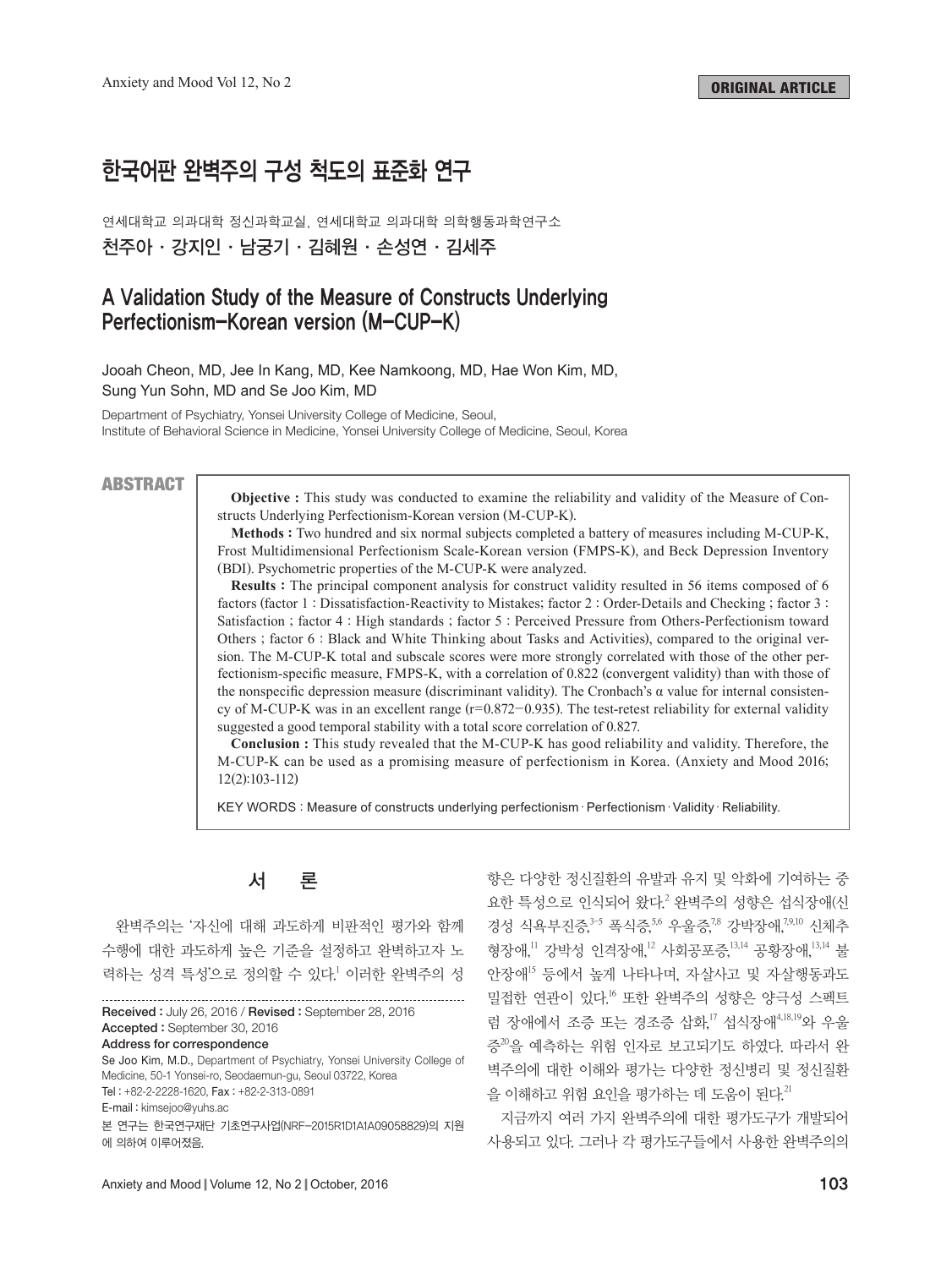ORIGINAL ARTICLE

# 한국어판 완벽주의 구성 척도의 표준화 연구

연세대학교 의과대학 정신과학교실, 연세대학교 의과대학 의학행동과학연구소

천주아 · 강지인 · 남궁기 · 김혜원 · 손성연 · 김세주

# A Validation Study of the Measure of Constructs Underlying Perfectionism-Korean version (M-CUP-K)

Jooah Cheon, MD, Jee In Kang, MD, Kee Namkoong, MD, Hae Won Kim, MD, Sung Yun Sohn, MD and Se Joo Kim, MD

Department of Psychiatry, Yonsei University College of Medicine, Seoul,
Institute of Behavioral Science in Medicine, Yonsei University College of Medicine, Seoul, Korea

## ABSTRACT

**Objective :** This study was conducted to examine the reliability and validity of the Measure of Constructs Underlying Perfectionism-Korean version (M-CUP-K).

**Methods :** Two hundred and six normal subjects completed a battery of measures including M-CUP-K, Frost Multidimensional Perfectionism Scale-Korean version (FMPS-K), and Beck Depression Inventory (BDI). Psychometric properties of the M-CUP-K were analyzed.

**Results :** The principal component analysis for construct validity resulted in 56 items composed of 6 factors (factor 1 : Dissatisfaction-Reactivity to Mistakes; factor 2 : Order-Details and Checking ; factor 3 : Satisfaction ; factor 4 : High standards ; factor 5 : Perceived Pressure from Others-Perfectionism toward Others ; factor 6 : Black and White Thinking about Tasks and Activities), compared to the original version. The M-CUP-K total and subscale scores were more strongly correlated with those of the other perfectionism-specific measure, FMPS-K, with a correlation of 0.822 (convergent validity) than with those of the nonspecific depression measure (discriminant validity). The Cronbach's α value for internal consistency of M-CUP-K was in an excellent range (r=0.872−0.935). The test-retest reliability for external validity suggested a good temporal stability with a total score correlation of 0.827.

**Conclusion :** This study revealed that the M-CUP-K has good reliability and validity. Therefore, the M-CUP-K can be used as a promising measure of perfectionism in Korea. (Anxiety and Mood 2016; 12(2):103-112)

KEY WORDS : Measure of constructs underlying perfectionism · Perfectionism · Validity · Reliability.

## 서 론

완벽주의는 '자신에 대해 과도하게 비판적인 평가와 함께 수행에 대한 과도하게 높은 기준을 설정하고 완벽하고자 노력하는 성격 특성'으로 정의할 수 있다.[1] 이러한 완벽주의 성향은 다양한 정신질환의 유발과 유지 및 악화에 기여하는 중요한 특성으로 인식되어 왔다.[2] 완벽주의 성향은 섭식장애(신경성 식욕부진증,[3-5] 폭식증,[5,6] 우울증,[7,8] 강박장애,[7,9,10] 신체추형장애,[11] 강박성 인격장애,[12] 사회공포증,[13,14] 공황장애,[13,14] 불안장애[15] 등에서 높게 나타나며, 자살사고 및 자살행동과도 밀접한 연관이 있다.[16] 또한 완벽주의 성향은 양극성 스펙트럼 장애에서 조증 또는 경조증 삽화,[17] 섭식장애[4,18,19]와 우울증[20]을 예측하는 위험 인자로 보고되기도 하였다. 따라서 완벽주의에 대한 이해와 평가는 다양한 정신병리 및 정신질환을 이해하고 위험 요인을 평가하는 데 도움이 된다.[21]

지금까지 여러 가지 완벽주의에 대한 평가도구가 개발되어 사용되고 있다. 그러나 각 평가도구들에서 사용한 완벽주의의

---

**Received :** July 26, 2016 / **Revised :** September 28, 2016
**Accepted :** September 30, 2016
**Address for correspondence**
Se Joo Kim, M.D., Department of Psychiatry, Yonsei University College of Medicine, 50-1 Yonsei-ro, Seodaemun-gu, Seoul 03722, Korea
Tel : +82-2-2228-1620, Fax : +82-2-313-0891
E-mail : kimsejoo@yuhs.ac
본 연구는 한국연구재단 기초연구사업(NRF-2015R1D1A1A09058829)의 지원에 의하여 이루어졌음.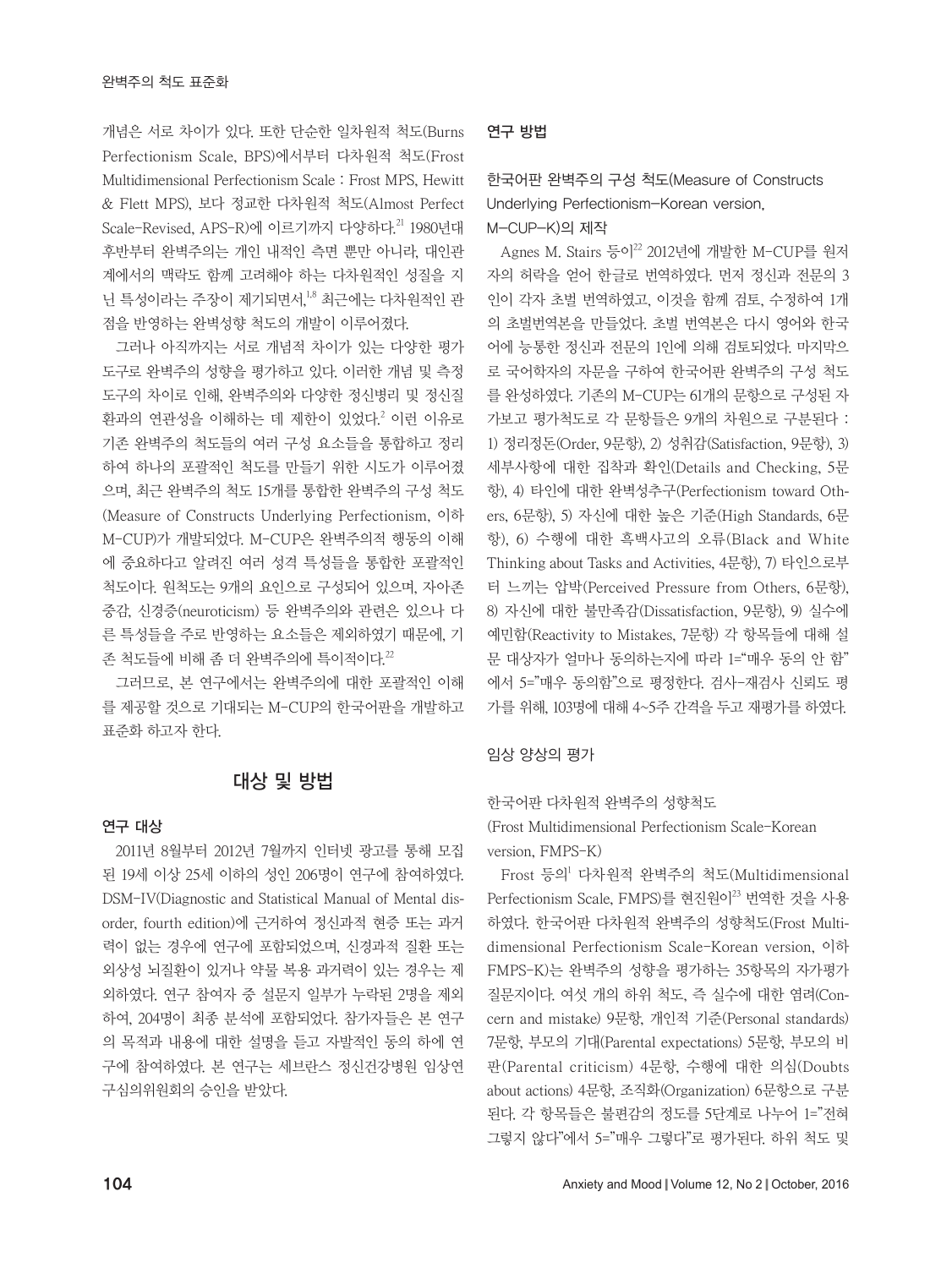개념은 서로 차이가 있다. 또한 단순한 일차원적 척도(Burns Perfectionism Scale, BPS)에서부터 다차원적 척도(Frost Multidimensional Perfectionism Scale : Frost MPS, Hewitt & Flett MPS), 보다 정교한 다차원적 척도(Almost Perfect Scale-Revised, APS-R)에 이르기까지 다양하다.[21] 1980년대 후반부터 완벽주의는 개인 내적인 측면 뿐만 아니라, 대인관계에서의 맥락도 함께 고려해야 하는 다차원적인 성질을 지닌 특성이라는 주장이 제기되면서,[1,8] 최근에는 다차원적인 관점을 반영하는 완벽성향 척도의 개발이 이루어졌다.

그러나 아직까지는 서로 개념적 차이가 있는 다양한 평가도구로 완벽주의의 성향을 평가하고 있다. 이러한 개념 및 측정도구의 차이로 인해, 완벽주의와 다양한 정신병리 및 정신질환과의 연관성을 이해하는 데 제한이 있었다.[2] 이런 이유로 기존 완벽주의 척도들의 여러 구성 요소들을 통합하고 정리하여 하나의 포괄적인 척도를 만들기 위한 시도가 이루어졌으며, 최근 완벽주의 척도 15개를 통합한 완벽주의 구성 척도(Measure of Constructs Underlying Perfectionism, 이하 M-CUP)가 개발되었다. M-CUP은 완벽주의적 행동의 이해에 중요하다고 알려진 여러 성격 특성들을 통합한 포괄적인 척도이다. 원척도는 9개의 요인으로 구성되어 있으며, 자아존중감, 신경증(neuroticism) 등 완벽주의와 관련은 있으나 다른 특성들을 주로 반영하는 요소들은 제외하였기 때문에, 기존 척도들에 비해 좀 더 완벽주의에 특이적이다.[22]

그러므로, 본 연구에서는 완벽주의에 대한 포괄적인 이해를 제공할 것으로 기대되는 M-CUP의 한국어판을 개발하고 표준화 하고자 한다.

## 대상 및 방법

### 연구 대상

2011년 8월부터 2012년 7월까지 인터넷 광고를 통해 모집된 19세 이상 25세 이하의 성인 206명이 연구에 참여하였다. DSM-IV(Diagnostic and Statistical Manual of Mental disorder, fourth edition)에 근거하여 정신과적 현증 또는 과거력이 없는 경우에 연구에 포함되었으며, 신경과적 질환 또는 외상성 뇌질환이 있거나 약물 복용 과거력이 있는 경우는 제외하였다. 연구 참여자 중 설문지 일부가 누락된 2명을 제외하여, 204명이 최종 분석에 포함되었다. 참가자들은 본 연구의 목적과 내용에 대한 설명을 듣고 자발적인 동의 하에 연구에 참여하였다. 본 연구는 세브란스 정신건강병원 임상연구심의위원회의 승인을 받았다.

### 연구 방법

#### 한국어판 완벽주의 구성 척도(Measure of Constructs Underlying Perfectionism-Korean version, M-CUP-K)의 제작

Agnes M. Stairs 등이[22] 2012년에 개발한 M-CUP를 원저자의 허락을 얻어 한글로 번역하였다. 먼저 정신과 전문의 3인이 각자 초벌 번역하였고, 이것을 함께 검토, 수정하여 1개의 초벌번역본을 만들었다. 초벌 번역본은 다시 영어와 한국어에 능통한 정신과 전문의 1인에 의해 검토되었다. 마지막으로 국어학자의 자문을 구하여 한국어판 완벽주의 구성 척도를 완성하였다. 기존의 M-CUP는 61개의 문항으로 구성된 자가보고 평가척도로 각 문항들은 9개의 차원으로 구분된다 : 1) 정리정돈(Order, 9문항), 2) 성취감(Satisfaction, 9문항), 3) 세부사항에 대한 집착과 확인(Details and Checking, 5문항), 4) 타인에 대한 완벽성추구(Perfectionism toward Others, 6문항), 5) 자신에 대한 높은 기준(High Standards, 6문항), 6) 수행에 대한 흑백사고의 오류(Black and White Thinking about Tasks and Activities, 4문항), 7) 타인으로부터 느끼는 압박(Perceived Pressure from Others, 6문항), 8) 자신에 대한 불만족감(Dissatisfaction, 9문항), 9) 실수에 예민함(Reactivity to Mistakes, 7문항) 각 항목들에 대해 설문 대상자가 얼마나 동의하는지에 따라 1="매우 동의 안 함"에서 5="매우 동의함"으로 평정한다. 검사-재검사 신뢰도 평가를 위해, 103명에 대해 4~5주 간격을 두고 재평가를 하였다.

#### 임상 양상의 평가

##### 한국어판 다차원적 완벽주의 성향척도 (Frost Multidimensional Perfectionism Scale-Korean version, FMPS-K)

Frost 등의[1] 다차원적 완벽주의 척도(Multidimensional Perfectionism Scale, FMPS)를 현진원이[23] 번역한 것을 사용하였다. 한국어판 다차원적 완벽주의 성향척도(Frost Multidimensional Perfectionism Scale-Korean version, 이하 FMPS-K)는 완벽주의 성향을 평가하는 35항목의 자가평가 질문지이다. 여섯 개의 하위 척도, 즉 실수에 대한 염려(Concern and mistake) 9문항, 개인적 기준(Personal standards) 7문항, 부모의 기대(Parental expectations) 5문항, 부모의 비판(Parental criticism) 4문항, 수행에 대한 의심(Doubts about actions) 4문항, 조직화(Organization) 6문항으로 구분된다. 각 항목들은 불편감의 정도를 5단계로 나누어 1="전혀 그렇지 않다"에서 5="매우 그렇다"로 평가된다. 하위 척도 및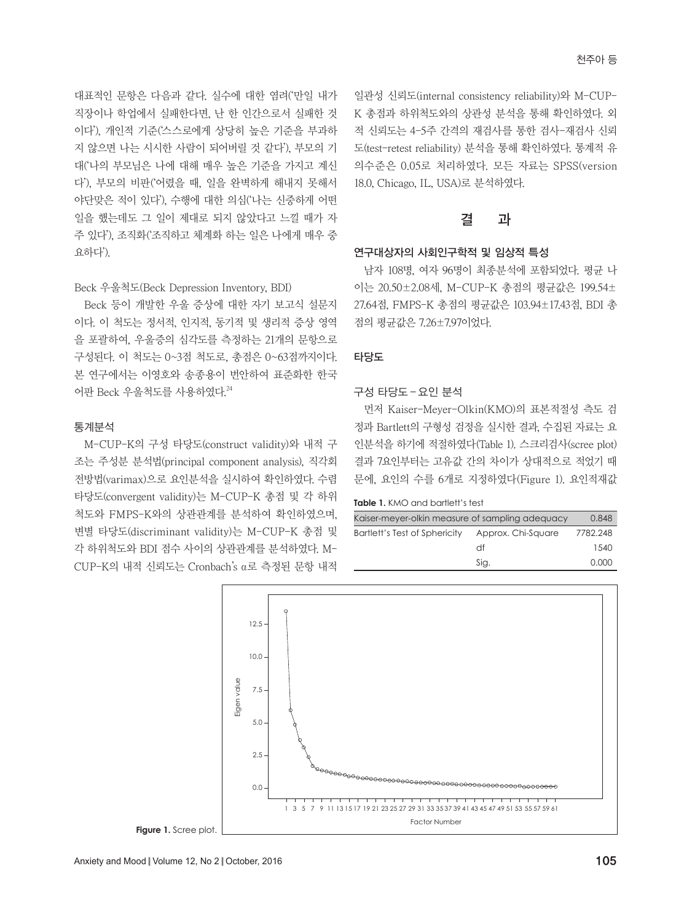대표적인 문항은 다음과 같다. 실수에 대한 염려('만일 내가 직장이나 학업에서 실패한다면, 난 한 인간으로서 실패한 것이다'), 개인적 기준('스스로에게 상당히 높은 기준을 부과하지 않으면 나는 시시한 사람이 되어버릴 것 같다'), 부모의 기대('나의 부모님은 나에 대해 매우 높은 기준을 가지고 계신다'), 부모의 비판('어렸을 때, 일을 완벽하게 해내지 못해서 야단맞은 적이 있다'), 수행에 대한 의심('나는 신중하게 어떤 일을 했는데도 그 일이 제대로 되지 않았다고 느낄 때가 자주 있다'), 조직화('조직하고 체계화 하는 일은 나에게 매우 중요하다').

Beck 우울척도(Beck Depression Inventory, BDI)

Beck 등이 개발한 우울 증상에 대한 자기 보고식 설문지이다. 이 척도는 정서적, 인지적, 동기적 및 생리적 증상 영역을 포괄하여, 우울증의 심각도를 측정하는 21개의 문항으로 구성된다. 이 척도는 0~3점 척도로, 총점은 0~63점까지이다. 본 연구에서는 이영호와 송종용이 번안하여 표준화한 한국어판 Beck 우울척도를 사용하였다.[24]

### 통계분석

M-CUP-K의 구성 타당도(construct validity)와 내적 구조는 주성분 분석법(principal component analysis), 직각회전방법(varimax)으로 요인분석을 실시하여 확인하였다. 수렴 타당도(convergent validity)는 M-CUP-K 총점 및 각 하위척도와 FMPS-K와의 상관관계를 분석하여 확인하였으며, 변별 타당도(discriminant validity)는 M-CUP-K 총점 및 각 하위척도와 BDI 점수 사이의 상관관계를 분석하였다. M-CUP-K의 내적 신뢰도는 Cronbach's α로 측정된 문항 내적 일관성 신뢰도(internal consistency reliability)와 M-CUP-K 총점과 하위척도와의 상관성 분석을 통해 확인하였다. 외적 신뢰도는 4-5주 간격의 재검사를 통한 검사-재검사 신뢰도(test-retest reliability) 분석을 통해 확인하였다. 통계적 유의수준은 0.05로 처리하였다. 모든 자료는 SPSS(version 18.0, Chicago, IL, USA)로 분석하였다.

## 결 과

### 연구대상자의 사회인구학적 및 임상적 특성

남자 108명, 여자 96명이 최종분석에 포함되었다. 평균 나이는 20.50±2.08세, M-CUP-K 총점의 평균값은 199.54±27.64점, FMPS-K 총점의 평균값은 103.94±17.43점, BDI 총점의 평균값은 7.26±7.97이었다.

### 타당도

#### 구성 타당도 – 요인 분석

먼저 Kaiser-Meyer-Olkin(KMO)의 표본적절성 측도 검정과 Bartlett의 구형성 검정을 실시한 결과, 수집된 자료는 요인분석을 하기에 적절하였다(Table 1). 스크리검사(scree plot) 결과 7요인부터는 고유값 간의 차이가 상대적으로 적었기 때문에, 요인의 수를 6개로 지정하였다(Figure 1). 요인적재값

**Table 1.** KMO and bartlett's test

| Kaiser-meyer-olkin measure of sampling adequacy | | 0.848 |
|---|---|---|
| Bartlett's Test of Sphericity | Approx. Chi-Square | 7782.248 |
| | df | 1540 |
| | Sig. | 0.000 |

**Figure 1.** Scree plot.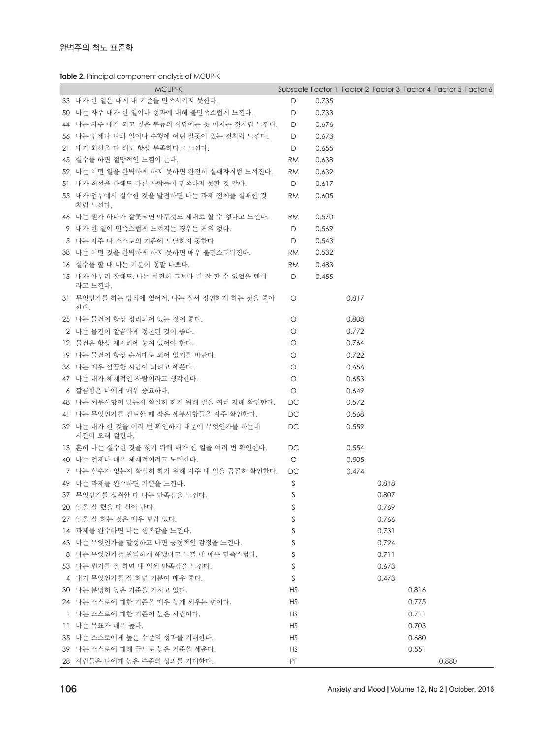**Table 2.** Principal component analysis of MCUP-K

| | MCUP-K | Subscale | Factor 1 | Factor 2 | Factor 3 | Factor 4 | Factor 5 | Factor 6 |
|---|---|---|---|---|---|---|---|---|
| 33 | 내가 한 일은 대게 내 기준을 만족시키지 못한다. | D | 0.735 | | | | | |
| 50 | 나는 자주 내가 한 일이나 성과에 대해 불만족스럽게 느낀다. | D | 0.733 | | | | | |
| 44 | 나는 자주 내가 되고 싶은 부류의 사람에는 못 미치는 것처럼 느낀다. | D | 0.676 | | | | | |
| 56 | 나는 언제나 나의 일이나 수행에 어떤 잘못이 있는 것처럼 느낀다. | D | 0.673 | | | | | |
| 21 | 내가 최선을 다 해도 항상 부족하다고 느낀다. | D | 0.655 | | | | | |
| 45 | 실수를 하면 절망적인 느낌이 든다. | RM | 0.638 | | | | | |
| 52 | 나는 어떤 일을 완벽하게 하지 못하면 완전히 실패자처럼 느껴진다. | RM | 0.632 | | | | | |
| 51 | 내가 최선을 다해도 다른 사람들이 만족하지 못할 것 같다. | D | 0.617 | | | | | |
| 55 | 내가 업무에서 실수한 것을 발견하면 나는 과제 전체를 실패한 것 처럼 느낀다. | RM | 0.605 | | | | | |
| 46 | 나는 뭔가 하나가 잘못되면 아무것도 제대로 할 수 없다고 느낀다. | RM | 0.570 | | | | | |
| 9 | 내가 한 일이 만족스럽게 느껴지는 경우는 거의 없다. | D | 0.569 | | | | | |
| 5 | 나는 자주 나 스스로의 기준에 도달하지 못한다. | D | 0.543 | | | | | |
| 38 | 나는 어떤 것을 완벽하게 하지 못하면 매우 불만스러워진다. | RM | 0.532 | | | | | |
| 16 | 실수를 할 때 나는 기분이 정말 나쁘다. | RM | 0.483 | | | | | |
| 15 | 내가 아무리 잘해도, 나는 여전히 그보다 더 잘 할 수 있었을 텐데 라고 느낀다. | D | 0.455 | | | | | |
| 31 | 무엇인가를 하는 방식에 있어서, 나는 질서 정연하게 하는 것을 좋아 한다. | O | | 0.817 | | | | |
| 25 | 나는 물건이 항상 정리되어 있는 것이 좋다. | O | | 0.808 | | | | |
| 2 | 나는 물건이 깔끔하게 정돈된 것이 좋다. | O | | 0.772 | | | | |
| 12 | 물건은 항상 제자리에 놓여 있어야 한다. | O | | 0.764 | | | | |
| 19 | 나는 물건이 항상 순서대로 되어 있기를 바란다. | O | | 0.722 | | | | |
| 36 | 나는 매우 깔끔한 사람이 되려고 애쓴다. | O | | 0.656 | | | | |
| 47 | 나는 내가 체계적인 사람이라고 생각한다. | O | | 0.653 | | | | |
| 6 | 깔끔함은 나에게 매우 중요하다. | O | | 0.649 | | | | |
| 48 | 나는 세부사항이 맞는지 확실히 하기 위해 일을 여러 차례 확인한다. | DC | | 0.572 | | | | |
| 41 | 나는 무엇인가를 검토할 때 작은 세부사항들을 자주 확인한다. | DC | | 0.568 | | | | |
| 32 | 나는 내가 한 것을 여러 번 확인하기 때문에 무엇인가를 하는데 시간이 오래 걸린다. | DC | | 0.559 | | | | |
| 13 | 흔히 나는 실수한 것을 찾기 위해 내가 한 일을 여러 번 확인한다. | DC | | 0.554 | | | | |
| 40 | 나는 언제나 매우 체계적이려고 노력한다. | O | | 0.505 | | | | |
| 7 | 나는 실수가 없는지 확실히 하기 위해 자주 내 일을 꼼꼼히 확인한다. | DC | | 0.474 | | | | |
| 49 | 나는 과제를 완수하면 기쁨을 느낀다. | S | | | 0.818 | | | |
| 37 | 무엇인가를 성취할 때 나는 만족감을 느낀다. | S | | | 0.807 | | | |
| 20 | 일을 잘 했을 때 신이 난다. | S | | | 0.769 | | | |
| 27 | 일을 잘 하는 것은 매우 보람 있다. | S | | | 0.766 | | | |
| 14 | 과제를 완수하면 나는 행복감을 느낀다. | S | | | 0.731 | | | |
| 43 | 나는 무엇인가를 달성하고 나면 긍정적인 감정을 느낀다. | S | | | 0.724 | | | |
| 8 | 나는 무엇인가를 완벽하게 해냈다고 느낄 때 매우 만족스럽다. | S | | | 0.711 | | | |
| 53 | 나는 뭔가를 잘 하면 내 일에 만족감을 느낀다. | S | | | 0.673 | | | |
| 4 | 내가 무엇인가를 잘 하면 기분이 매우 좋다. | S | | | 0.473 | | | |
| 30 | 나는 분명히 높은 기준을 가지고 있다. | HS | | | | 0.816 | | |
| 24 | 나는 스스로에 대한 기준을 매우 높게 세우는 편이다. | HS | | | | 0.775 | | |
| 1 | 나는 스스로에 대한 기준이 높은 사람이다. | HS | | | | 0.711 | | |
| 11 | 나는 목표가 매우 높다. | HS | | | | 0.703 | | |
| 35 | 나는 스스로에게 높은 수준의 성과를 기대한다. | HS | | | | 0.680 | | |
| 39 | 나는 스스로에 대해 극도로 높은 기준을 세운다. | HS | | | | 0.551 | | |
| 28 | 사람들은 나에게 높은 수준의 성과를 기대한다. | PF | | | | | 0.880 | |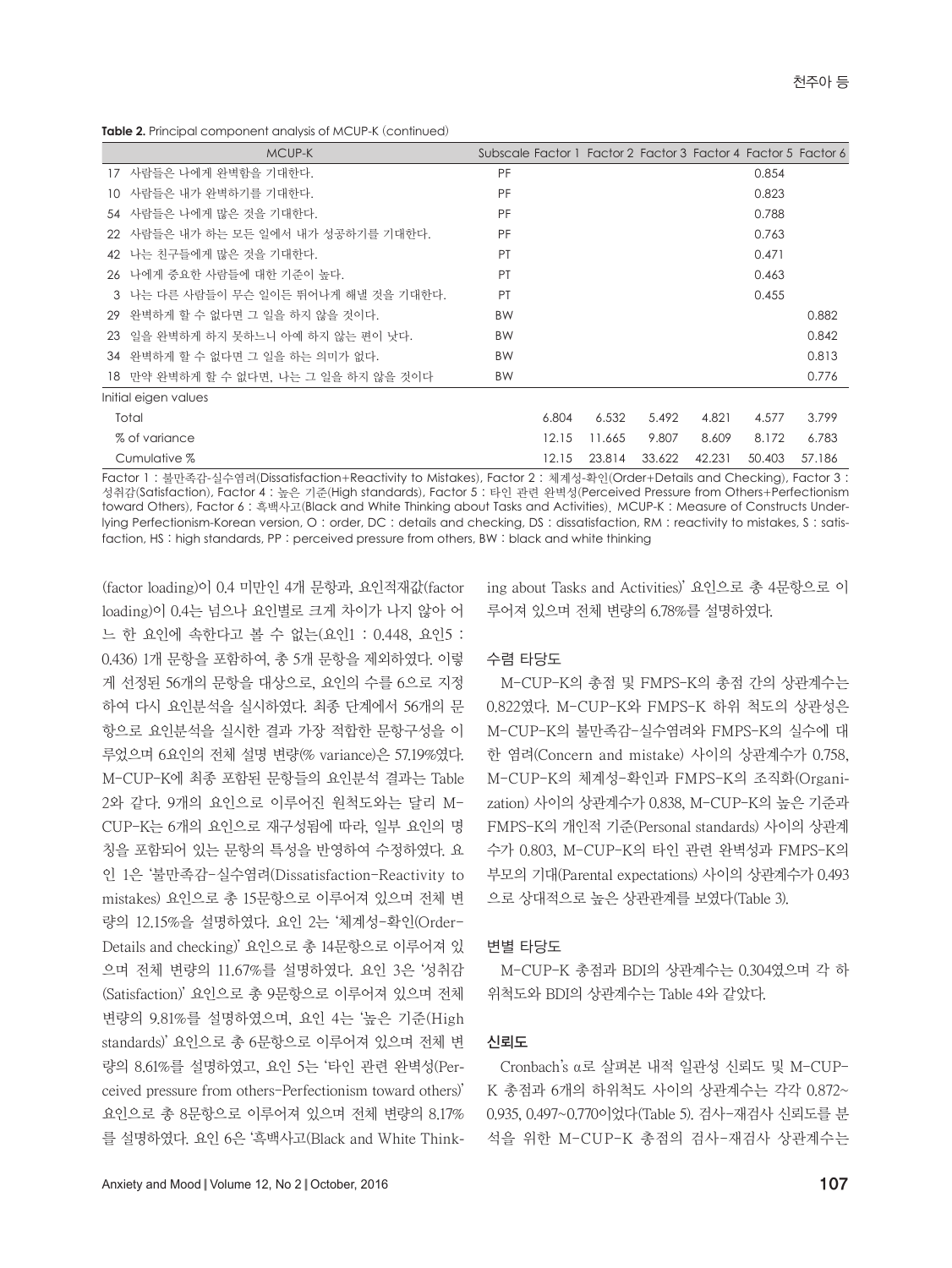**Table 2.** Principal component analysis of MCUP-K (continued)

| MCUP-K | Subscale | Factor 1 | Factor 2 | Factor 3 | Factor 4 | Factor 5 | Factor 6 |
|---|---|---|---|---|---|---|---|
| 17 사람들은 나에게 완벽함을 기대한다. | PF | | | | | 0.854 | |
| 10 사람들은 내가 완벽하기를 기대한다. | PF | | | | | 0.823 | |
| 54 사람들은 나에게 많은 것을 기대한다. | PF | | | | | 0.788 | |
| 22 사람들은 내가 하는 모든 일에서 내가 성공하기를 기대한다. | PF | | | | | 0.763 | |
| 42 나는 친구들에게 많은 것을 기대한다. | PT | | | | | 0.471 | |
| 26 나에게 중요한 사람들에 대한 기준이 높다. | PT | | | | | 0.463 | |
| 3 나는 다른 사람들이 무슨 일이든 뛰어나게 해낼 것을 기대한다. | PT | | | | | 0.455 | |
| 29 완벽하게 할 수 없다면 그 일을 하지 않을 것이다. | BW | | | | | | 0.882 |
| 23 일을 완벽하게 하지 못하느니 아예 하지 않는 편이 낫다. | BW | | | | | | 0.842 |
| 34 완벽하게 할 수 없다면 그 일을 하는 의미가 없다. | BW | | | | | | 0.813 |
| 18 만약 완벽하게 할 수 없다면, 나는 그 일을 하지 않을 것이다 | BW | | | | | | 0.776 |
| Initial eigen values | | | | | | | |
| Total | | 6.804 | 6.532 | 5.492 | 4.821 | 4.577 | 3.799 |
| % of variance | | 12.15 | 11.665 | 9.807 | 8.609 | 8.172 | 6.783 |
| Cumulative % | | 12.15 | 23.814 | 33.622 | 42.231 | 50.403 | 57.186 |

Factor 1 : 불만족감-실수염려(Dissatisfaction+Reactivity to Mistakes), Factor 2 : 체계성-확인(Order+Details and Checking), Factor 3 : 성취감(Satisfaction), Factor 4 : 높은 기준(High standards), Factor 5 : 타인 관련 완벽성(Perceived Pressure from Others+Perfectionism toward Others), Factor 6 : 흑백사고(Black and White Thinking about Tasks and Activities). MCUP-K : Measure of Constructs Underlying Perfectionism-Korean version, O : order, DC : details and checking, DS : dissatisfaction, RM : reactivity to mistakes, S : satisfaction, HS : high standards, PP : perceived pressure from others, BW : black and white thinking

(factor loading)이 0.4 미만인 4개 문항과, 요인적재값(factor loading)이 0.4는 넘으나 요인별로 크게 차이가 나지 않아 어느 한 요인에 속한다고 볼 수 없는(요인1 : 0.448, 요인5 : 0.436) 1개 문항을 포함하여, 총 5개 문항을 제외하였다. 이렇게 선정된 56개의 문항을 대상으로, 요인의 수를 6으로 지정하여 다시 요인분석을 실시하였다. 최종 단계에서 56개의 문항으로 요인분석을 실시한 결과 가장 적합한 문항구성을 이루었으며 6요인의 전체 설명 변량(% variance)은 57.19%였다. M-CUP-K에 최종 포함된 문항들의 요인분석 결과는 Table 2와 같다. 9개의 요인으로 이루어진 원척도와는 달리 M-CUP-K는 6개의 요인으로 재구성됨에 따라, 일부 요인의 명칭을 포함되어 있는 문항의 특성을 반영하여 수정하였다. 요인 1은 '불만족감-실수염려(Dissatisfaction-Reactivity to mistakes) 요인으로 총 15문항으로 이루어져 있으며 전체 변량의 12.15%을 설명하였다. 요인 2는 '체계성-확인(Order-Details and checking)' 요인으로 총 14문항으로 이루어져 있으며 전체 변량의 11.67%를 설명하였다. 요인 3은 '성취감(Satisfaction)' 요인으로 총 9문항으로 이루어져 있으며 전체 변량의 9.81%를 설명하였으며, 요인 4는 '높은 기준(High standards)' 요인으로 총 6문항으로 이루어져 있으며 전체 변량의 8.61%를 설명하였고, 요인 5는 '타인 관련 완벽성(Perceived pressure from others-Perfectionism toward others)' 요인으로 총 8문항으로 이루어져 있으며 전체 변량의 8.17%를 설명하였다. 요인 6은 '흑백사고(Black and White Thinking about Tasks and Activities)' 요인으로 총 4문항으로 이루어져 있으며 전체 변량의 6.78%를 설명하였다.

### 수렴 타당도

M-CUP-K의 총점 및 FMPS-K의 총점 간의 상관계수는 0.822였다. M-CUP-K와 FMPS-K 하위 척도의 상관성은 M-CUP-K의 불만족감-실수염려와 FMPS-K의 실수에 대한 염려(Concern and mistake) 사이의 상관계수가 0.758, M-CUP-K의 체계성-확인과 FMPS-K의 조직화(Organization) 사이의 상관계수가 0.838, M-CUP-K의 높은 기준과 FMPS-K의 개인적 기준(Personal standards) 사이의 상관계수가 0.803, M-CUP-K의 타인 관련 완벽성과 FMPS-K의 부모의 기대(Parental expectations) 사이의 상관계수가 0.493으로 상대적으로 높은 상관관계를 보였다(Table 3).

### 변별 타당도

M-CUP-K 총점과 BDI의 상관계수는 0.304였으며 각 하위척도와 BDI의 상관계수는 Table 4와 같았다.

### 신뢰도

Cronbach's α로 살펴본 내적 일관성 신뢰도 및 M-CUP-K 총점과 6개의 하위척도 사이의 상관계수는 각각 0.872~0.935, 0.497~0.770이었다(Table 5). 검사-재검사 신뢰도를 분석을 위한 M-CUP-K 총점의 검사-재검사 상관계수는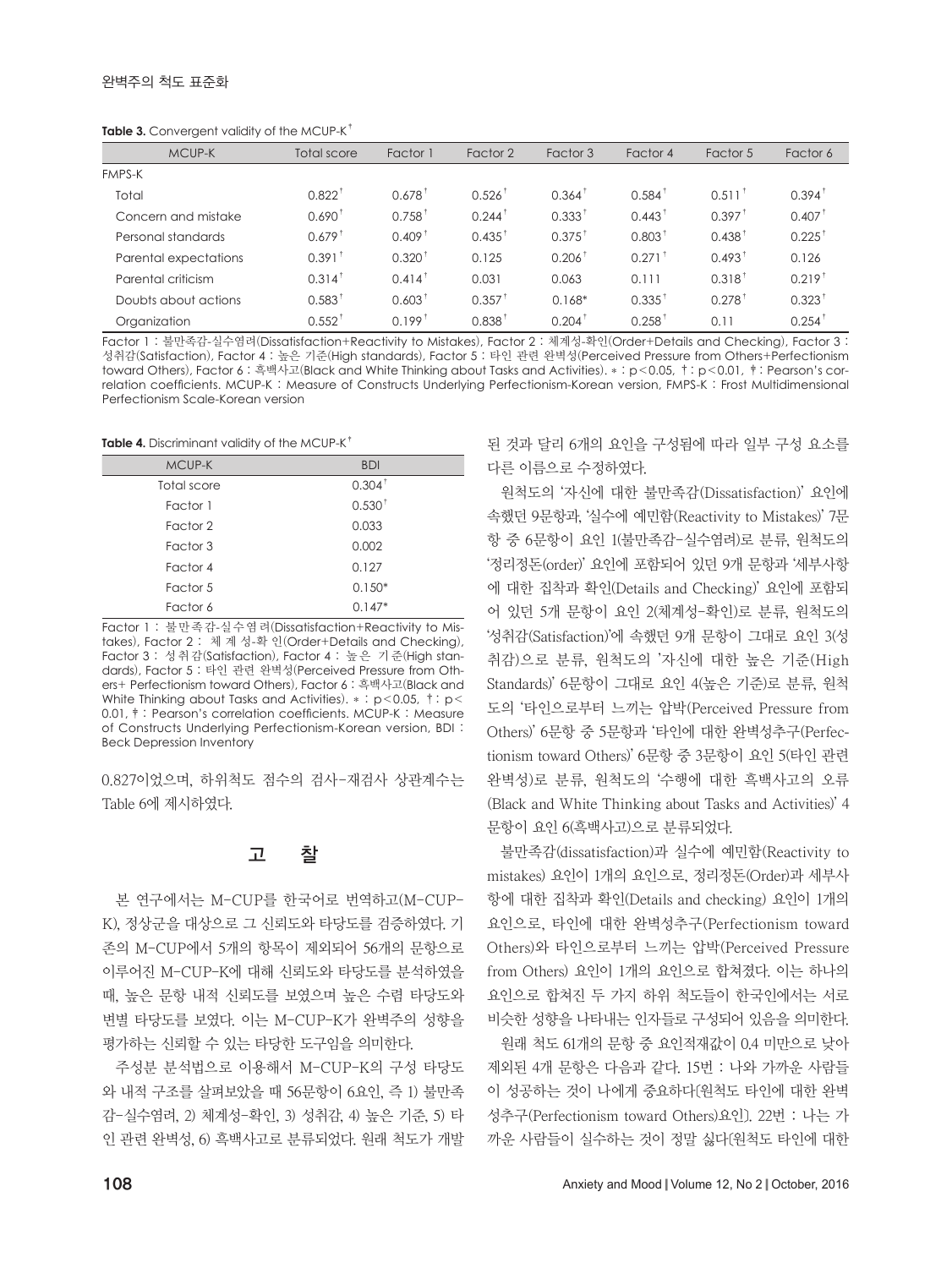**Table 3.** Convergent validity of the MCUP-K[‡]

| MCUP-K | Total score | Factor 1 | Factor 2 | Factor 3 | Factor 4 | Factor 5 | Factor 6 |
|---|---|---|---|---|---|---|---|
| FMPS-K | | | | | | | |
| Total | 0.822[†] | 0.678[†] | 0.526[†] | 0.364[†] | 0.584[†] | 0.511[†] | 0.394[†] |
| Concern and mistake | 0.690[†] | 0.758[†] | 0.244[†] | 0.333[†] | 0.443[†] | 0.397[†] | 0.407[†] |
| Personal standards | 0.679[†] | 0.409[†] | 0.435[†] | 0.375[†] | 0.803[†] | 0.438[†] | 0.225[†] |
| Parental expectations | 0.391[†] | 0.320[†] | 0.125 | 0.206[†] | 0.271[†] | 0.493[†] | 0.126 |
| Parental criticism | 0.314[†] | 0.414[†] | 0.031 | 0.063 | 0.111 | 0.318[†] | 0.219[†] |
| Doubts about actions | 0.583[†] | 0.603[†] | 0.357[†] | 0.168* | 0.335[†] | 0.278[†] | 0.323[†] |
| Organization | 0.552[†] | 0.199[†] | 0.838[†] | 0.204[†] | 0.258[†] | 0.11 | 0.254[†] |

Factor 1 : 불만족감-실수염려(Dissatisfaction+Reactivity to Mistakes), Factor 2 : 체계성-확인(Order+Details and Checking), Factor 3 : 성취감(Satisfaction), Factor 4 : 높은 기준(High standards), Factor 5 : 타인 관련 완벽성(Perceived Pressure from Others+Perfectionism toward Others), Factor 6 : 흑백사고(Black and White Thinking about Tasks and Activities). * : $p<0.05$, † : $p<0.01$, ‡ : Pearson's correlation coefficients. MCUP-K : Measure of Constructs Underlying Perfectionism-Korean version, FMPS-K : Frost Multidimensional Perfectionism Scale-Korean version

**Table 4.** Discriminant validity of the MCUP-K[‡]

| MCUP-K | BDI |
|---|---|
| Total score | 0.304[†] |
| Factor 1 | 0.530[†] |
| Factor 2 | 0.033 |
| Factor 3 | 0.002 |
| Factor 4 | 0.127 |
| Factor 5 | 0.150* |
| Factor 6 | 0.147* |

Factor 1 : 불만족감-실수염려(Dissatisfaction+Reactivity to Mistakes), Factor 2 : 체계성-확인(Order+Details and Checking), Factor 3 : 성취감(Satisfaction), Factor 4 : 높은 기준(High standards), Factor 5 : 타인 관련 완벽성(Perceived Pressure from Others+ Perfectionism toward Others), Factor 6 : 흑백사고(Black and White Thinking about Tasks and Activities). * : $p<0.05$, † : $p<0.01$, ‡ : Pearson's correlation coefficients. MCUP-K : Measure of Constructs Underlying Perfectionism-Korean version, BDI : Beck Depression Inventory

0.827이었으며, 하위척도 점수의 검사-재검사 상관계수는 Table 6에 제시하였다.

## 고 찰

본 연구에서는 M-CUP를 한국어로 번역하고(M-CUP-K), 정상군을 대상으로 그 신뢰도와 타당도를 검증하였다. 기존의 M-CUP에서 5개의 항목이 제외되어 56개의 문항으로 이루어진 M-CUP-K에 대해 신뢰도와 타당도를 분석하였을 때, 높은 문항 내적 신뢰도를 보였으며 높은 수렴 타당도와 변별 타당도를 보였다. 이는 M-CUP-K가 완벽주의 성향을 평가하는 신뢰할 수 있는 타당한 도구임을 의미한다.

주성분 분석법으로 이용해서 M-CUP-K의 구성 타당도와 내적 구조를 살펴보았을 때 56문항이 6요인, 즉 1) 불만족감-실수염려, 2) 체계성-확인, 3) 성취감, 4) 높은 기준, 5) 타인 관련 완벽성, 6) 흑백사고로 분류되었다. 원래 척도가 개발된 것과 달리 6개의 요인을 구성됨에 따라 일부 구성 요소를 다른 이름으로 수정하였다.

원척도의 '자신에 대한 불만족감(Dissatisfaction)' 요인에 속했던 9문항과, '실수에 예민함(Reactivity to Mistakes)' 7문항 중 6문항이 요인 1(불만족감-실수염려)로 분류, 원척도의 '정리정돈(order)' 요인에 포함되어 있던 9개 문항과 '세부사항에 대한 집착과 확인(Details and Checking)' 요인에 포함되어 있던 5개 문항이 요인 2(체계성-확인)로 분류, 원척도의 '성취감(Satisfaction)'에 속했던 9개 문항이 그대로 요인 3(성취감)으로 분류, 원척도의 '자신에 대한 높은 기준(High Standards)' 6문항이 그대로 요인 4(높은 기준)로 분류, 원척도의 '타인으로부터 느끼는 압박(Perceived Pressure from Others)' 6문항 중 5문항과 '타인에 대한 완벽성추구(Perfectionism toward Others)' 6문항 중 3문항이 요인 5(타인 관련 완벽성)로 분류, 원척도의 '수행에 대한 흑백사고의 오류(Black and White Thinking about Tasks and Activities)' 4문항이 요인 6(흑백사고)으로 분류되었다.

불만족감(dissatisfaction)과 실수에 예민함(Reactivity to mistakes) 요인이 1개의 요인으로, 정리정돈(Order)과 세부사항에 대한 집착과 확인(Details and checking) 요인이 1개의 요인으로, 타인에 대한 완벽성추구(Perfectionism toward Others)와 타인으로부터 느끼는 압박(Perceived Pressure from Others) 요인이 1개의 요인으로 합쳐졌다. 이는 하나의 요인으로 합쳐진 두 가지 하위 척도들이 한국인에서는 서로 비슷한 성향을 나타내는 인자들로 구성되어 있음을 의미한다.

원래 척도 61개의 문항 중 요인적재값이 0.4 미만으로 낮아 제외된 4개 문항은 다음과 같다. 15번 : 나와 가까운 사람들이 성공하는 것이 나에게 중요하다[원척도 타인에 대한 완벽성추구(Perfectionism toward Others)요인]. 22번 : 나는 가까운 사람들이 실수하는 것이 정말 싫다[원척도 타인에 대한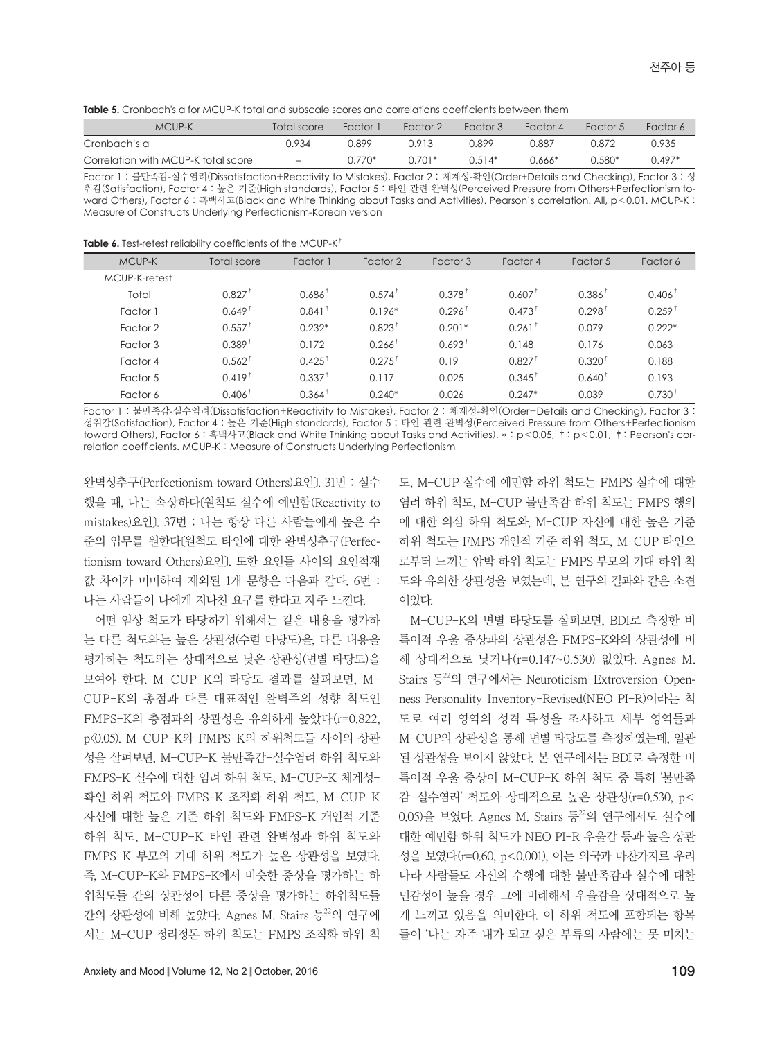**Table 5.** Cronbach's α for MCUP-K total and subscale scores and correlations coefficients between them

| MCUP-K | Total score | Factor 1 | Factor 2 | Factor 3 | Factor 4 | Factor 5 | Factor 6 |
|---|---|---|---|---|---|---|---|
| Cronbach's α | 0.934 | 0.899 | 0.913 | 0.899 | 0.887 | 0.872 | 0.935 |
| Correlation with MCUP-K total score | – | 0.770* | 0.701* | 0.514* | 0.666* | 0.580* | 0.497* |

Factor 1 : 불만족감-실수염려(Dissatisfaction+Reactivity to Mistakes), Factor 2 : 체계성-확인(Order+Details and Checking), Factor 3 : 성취감(Satisfaction), Factor 4 : 높은 기준(High standards), Factor 5 : 타인 관련 완벽성(Perceived Pressure from Others+Perfectionism toward Others), Factor 6 : 흑백사고(Black and White Thinking about Tasks and Activities). Pearson's correlation. All, p<0.01. MCUP-K : Measure of Constructs Underlying Perfectionism-Korean version

**Table 6.** Test-retest reliability coefficients of the MCUP-K‡

| MCUP-K | Total score | Factor 1 | Factor 2 | Factor 3 | Factor 4 | Factor 5 | Factor 6 |
|---|---|---|---|---|---|---|---|
| MCUP-K-retest | | | | | | | |
| Total | 0.827† | 0.686† | 0.574† | 0.378† | 0.607† | 0.386† | 0.406† |
| Factor 1 | 0.649† | 0.841† | 0.196* | 0.296† | 0.473† | 0.298† | 0.259† |
| Factor 2 | 0.557† | 0.232* | 0.823† | 0.201* | 0.261† | 0.079 | 0.222* |
| Factor 3 | 0.389† | 0.172 | 0.266† | 0.693† | 0.148 | 0.176 | 0.063 |
| Factor 4 | 0.562† | 0.425† | 0.275† | 0.19 | 0.827† | 0.320† | 0.188 |
| Factor 5 | 0.419† | 0.337† | 0.117 | 0.025 | 0.345† | 0.640† | 0.193 |
| Factor 6 | 0.406† | 0.364† | 0.240* | 0.026 | 0.247* | 0.039 | 0.730† |

Factor 1 : 불만족감-실수염려(Dissatisfaction+Reactivity to Mistakes), Factor 2 : 체계성-확인(Order+Details and Checking), Factor 3 : 성취감(Satisfaction), Factor 4 : 높은 기준(High standards), Factor 5 : 타인 관련 완벽성(Perceived Pressure from Others+Perfectionism toward Others), Factor 6 : 흑백사고(Black and White Thinking about Tasks and Activities). * : p<0.05, † : p<0.01, ‡ : Pearson's correlation coefficients. MCUP-K : Measure of Constructs Underlying Perfectionism

완벽성추구(Perfectionism toward Others)요인]. 31번 : 실수했을 때, 나는 속상하다[원척도 실수에 예민함(Reactivity to mistakes)요인]. 37번 : 나는 항상 다른 사람들에게 높은 수준의 업무를 원한다[원척도 타인에 대한 완벽성추구(Perfectionism toward Others)요인]. 또한 요인들 사이의 요인적재값 차이가 미미하여 제외된 1개 문항은 다음과 같다. 6번 : 나는 사람들이 나에게 지나친 요구를 한다고 자주 느낀다.

어떤 임상 척도가 타당하기 위해서는 같은 내용을 평가하는 다른 척도와는 높은 상관성(수렴 타당도)을, 다른 내용을 평가하는 척도와는 상대적으로 낮은 상관성(변별 타당도)을 보여야 한다. M-CUP-K의 타당도 결과를 살펴보면, M-CUP-K의 총점과 다른 대표적인 완벽주의 성향 척도인 FMPS-K의 총점과의 상관성은 유의하게 높았다(r=0.822, p<0.05). M-CUP-K와 FMPS-K의 하위척도들 사이의 상관성을 살펴보면, M-CUP-K 불만족감-실수염려 하위 척도와 FMPS-K 실수에 대한 염려 하위 척도, M-CUP-K 체계성-확인 하위 척도와 FMPS-K 조직화 하위 척도, M-CUP-K 자신에 대한 높은 기준 하위 척도와 FMPS-K 개인적 기준 하위 척도, M-CUP-K 타인 관련 완벽성과 하위 척도와 FMPS-K 부모의 기대 하위 척도가 높은 상관성을 보였다. 즉, M-CUP-K와 FMPS-K에서 비슷한 증상을 평가하는 하위척도들 간의 상관성이 다른 증상을 평가하는 하위척도들 간의 상관성에 비해 높았다. Agnes M. Stairs 등[22]의 연구에서는 M-CUP 정리정돈 하위 척도는 FMPS 조직화 하위 척도, M-CUP 실수에 예민함 하위 척도는 FMPS 실수에 대한 염려 하위 척도, M-CUP 불만족감 하위 척도는 FMPS 행위에 대한 의심 하위 척도와, M-CUP 자신에 대한 높은 기준 하위 척도는 FMPS 개인적 기준 하위 척도, M-CUP 타인으로부터 느끼는 압박 하위 척도는 FMPS 부모의 기대 하위 척도와 유의한 상관성을 보였는데, 본 연구의 결과와 같은 소견이었다.

M-CUP-K의 변별 타당도를 살펴보면, BDI로 측정한 비특이적 우울 증상과의 상관성은 FMPS-K와의 상관성에 비해 상대적으로 낮거나(r=0.147~0.530) 없었다. Agnes M. Stairs 등[22]의 연구에서는 Neuroticism-Extroversion-Openness Personality Inventory-Revised(NEO PI-R)이라는 척도로 여러 영역의 성격 특성을 조사하고 세부 영역들과 M-CUP의 상관성을 통해 변별 타당도를 측정하였는데, 일관된 상관성을 보이지 않았다. 본 연구에서는 BDI로 측정한 비특이적 우울 증상이 M-CUP-K 하위 척도 중 특히 '불만족감-실수염려' 척도와 상대적으로 높은 상관성(r=0.530, p<0.05)을 보였다. Agnes M. Stairs 등[22]의 연구에서도 실수에 대한 예민함 하위 척도가 NEO PI-R 우울감 등과 높은 상관성을 보였다(r=0.60, p<0.001), 이는 외국과 마찬가지로 우리나라 사람들도 자신의 수행에 대한 불만족감과 실수에 대한 민감성이 높을 경우 그에 비례해서 우울감을 상대적으로 높게 느끼고 있음을 의미한다. 이 하위 척도에 포함되는 항목들이 '나는 자주 내가 되고 싶은 부류의 사람에는 못 미치는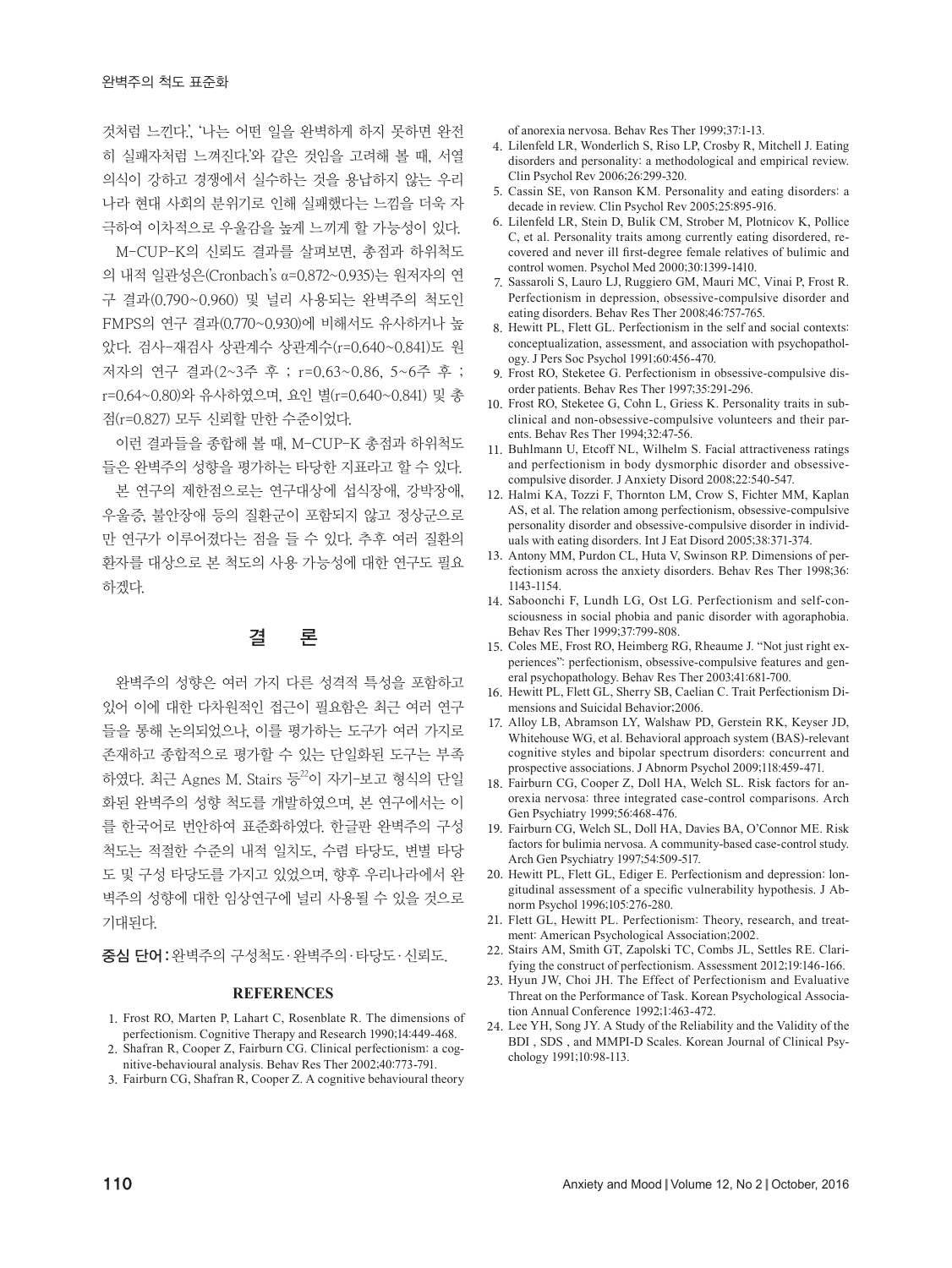것처럼 느낀다.', '나는 어떤 일을 완벽하게 하지 못하면 완전히 실패자처럼 느껴진다.'와 같은 것임을 고려해 볼 때, 서열 의식이 강하고 경쟁에서 실수하는 것을 용납하지 않는 우리나라 현대 사회의 분위기로 인해 실패했다는 느낌을 더욱 자극하여 이차적으로 우울감을 높게 느끼게 할 가능성이 있다.

M-CUP-K의 신뢰도 결과를 살펴보면, 총점과 하위척도의 내적 일관성은(Cronbach's α=0.872~0.935)는 원저자의 연구 결과(0.790~0.960) 및 널리 사용되는 완벽주의 척도인 FMPS의 연구 결과(0.770~0.930)에 비해서도 유사하거나 높았다. 검사-재검사 상관계수 상관계수(r=0.640~0.841)도 원저자의 연구 결과(2~3주 후 ; r=0.63~0.86, 5~6주 후 ; r=0.64~0.80)와 유사하였으며, 요인 별(r=0.640~0.841) 및 총점(r=0.827) 모두 신뢰할 만한 수준이었다.

이런 결과들을 종합해 볼 때, M-CUP-K 총점과 하위척도들은 완벽주의 성향을 평가하는 타당한 지표라고 할 수 있다.

본 연구의 제한점으로는 연구대상에 섭식장애, 강박장애, 우울증, 불안장애 등의 질환군이 포함되지 않고 정상군으로만 연구가 이루어졌다는 점을 들 수 있다. 추후 여러 질환의 환자를 대상으로 본 척도의 사용 가능성에 대한 연구도 필요하겠다.

## 결 론

완벽주의 성향은 여러 가지 다른 성격적 특성을 포함하고 있어 이에 대한 다차원적인 접근이 필요함은 최근 여러 연구들을 통해 논의되었으나, 이를 평가하는 도구가 여러 가지로 존재하고 종합적으로 평가할 수 있는 단일화된 도구는 부족하였다. 최근 Agnes M. Stairs 등[22]이 자기-보고 형식의 단일화된 완벽주의 성향 척도를 개발하였으며, 본 연구에서는 이를 한국어로 번안하여 표준화하였다. 한글판 완벽주의 구성척도는 적절한 수준의 내적 일치도, 수렴 타당도, 변별 타당도 및 구성 타당도를 가지고 있었으며, 향후 우리나라에서 완벽주의 성향에 대한 임상연구에 널리 사용될 수 있을 것으로 기대된다.

**중심 단어 :** 완벽주의 구성척도 · 완벽주의 · 타당도 · 신뢰도.

## REFERENCES

1. Frost RO, Marten P, Lahart C, Rosenblate R. The dimensions of perfectionism. Cognitive Therapy and Research 1990;14:449-468.
2. Shafran R, Cooper Z, Fairburn CG. Clinical perfectionism: a cognitive-behavioural analysis. Behav Res Ther 2002;40:773-791.
3. Fairburn CG, Shafran R, Cooper Z. A cognitive behavioural theory of anorexia nervosa. Behav Res Ther 1999;37:1-13.
4. Lilenfeld LR, Wonderlich S, Riso LP, Crosby R, Mitchell J. Eating disorders and personality: a methodological and empirical review. Clin Psychol Rev 2006;26:299-320.
5. Cassin SE, von Ranson KM. Personality and eating disorders: a decade in review. Clin Psychol Rev 2005;25:895-916.
6. Lilenfeld LR, Stein D, Bulik CM, Strober M, Plotnicov K, Pollice C, et al. Personality traits among currently eating disordered, recovered and never ill first-degree female relatives of bulimic and control women. Psychol Med 2000;30:1399-1410.
7. Sassaroli S, Lauro LJ, Ruggiero GM, Mauri MC, Vinai P, Frost R. Perfectionism in depression, obsessive-compulsive disorder and eating disorders. Behav Res Ther 2008;46:757-765.
8. Hewitt PL, Flett GL. Perfectionism in the self and social contexts: conceptualization, assessment, and association with psychopathology. J Pers Soc Psychol 1991;60:456-470.
9. Frost RO, Steketee G. Perfectionism in obsessive-compulsive disorder patients. Behav Res Ther 1997;35:291-296.
10. Frost RO, Steketee G, Cohn L, Griess K. Personality traits in subclinical and non-obsessive-compulsive volunteers and their parents. Behav Res Ther 1994;32:47-56.
11. Buhlmann U, Etcoff NL, Wilhelm S. Facial attractiveness ratings and perfectionism in body dysmorphic disorder and obsessive-compulsive disorder. J Anxiety Disord 2008;22:540-547.
12. Halmi KA, Tozzi F, Thornton LM, Crow S, Fichter MM, Kaplan AS, et al. The relation among perfectionism, obsessive-compulsive personality disorder and obsessive-compulsive disorder in individuals with eating disorders. Int J Eat Disord 2005;38:371-374.
13. Antony MM, Purdon CL, Huta V, Swinson RP. Dimensions of perfectionism across the anxiety disorders. Behav Res Ther 1998;36: 1143-1154.
14. Saboonchi F, Lundh LG, Ost LG. Perfectionism and self-consciousness in social phobia and panic disorder with agoraphobia. Behav Res Ther 1999;37:799-808.
15. Coles ME, Frost RO, Heimberg RG, Rheaume J. "Not just right experiences": perfectionism, obsessive-compulsive features and general psychopathology. Behav Res Ther 2003;41:681-700.
16. Hewitt PL, Flett GL, Sherry SB, Caelian C. Trait Perfectionism Dimensions and Suicidal Behavior;2006.
17. Alloy LB, Abramson LY, Walshaw PD, Gerstein RK, Keyser JD, Whitehouse WG, et al. Behavioral approach system (BAS)-relevant cognitive styles and bipolar spectrum disorders: concurrent and prospective associations. J Abnorm Psychol 2009;118:459-471.
18. Fairburn CG, Cooper Z, Doll HA, Welch SL. Risk factors for anorexia nervosa: three integrated case-control comparisons. Arch Gen Psychiatry 1999;56:468-476.
19. Fairburn CG, Welch SL, Doll HA, Davies BA, O'Connor ME. Risk factors for bulimia nervosa. A community-based case-control study. Arch Gen Psychiatry 1997;54:509-517.
20. Hewitt PL, Flett GL, Ediger E. Perfectionism and depression: longitudinal assessment of a specific vulnerability hypothesis. J Abnorm Psychol 1996;105:276-280.
21. Flett GL, Hewitt PL. Perfectionism: Theory, research, and treatment: American Psychological Association;2002.
22. Stairs AM, Smith GT, Zapolski TC, Combs JL, Settles RE. Clarifying the construct of perfectionism. Assessment 2012;19:146-166.
23. Hyun JW, Choi JH. The Effect of Perfectionism and Evaluative Threat on the Performance of Task. Korean Psychological Association Annual Conference 1992;1:463-472.
24. Lee YH, Song JY. A Study of the Reliability and the Validity of the BDI , SDS , and MMPI-D Scales. Korean Journal of Clinical Psychology 1991;10:98-113.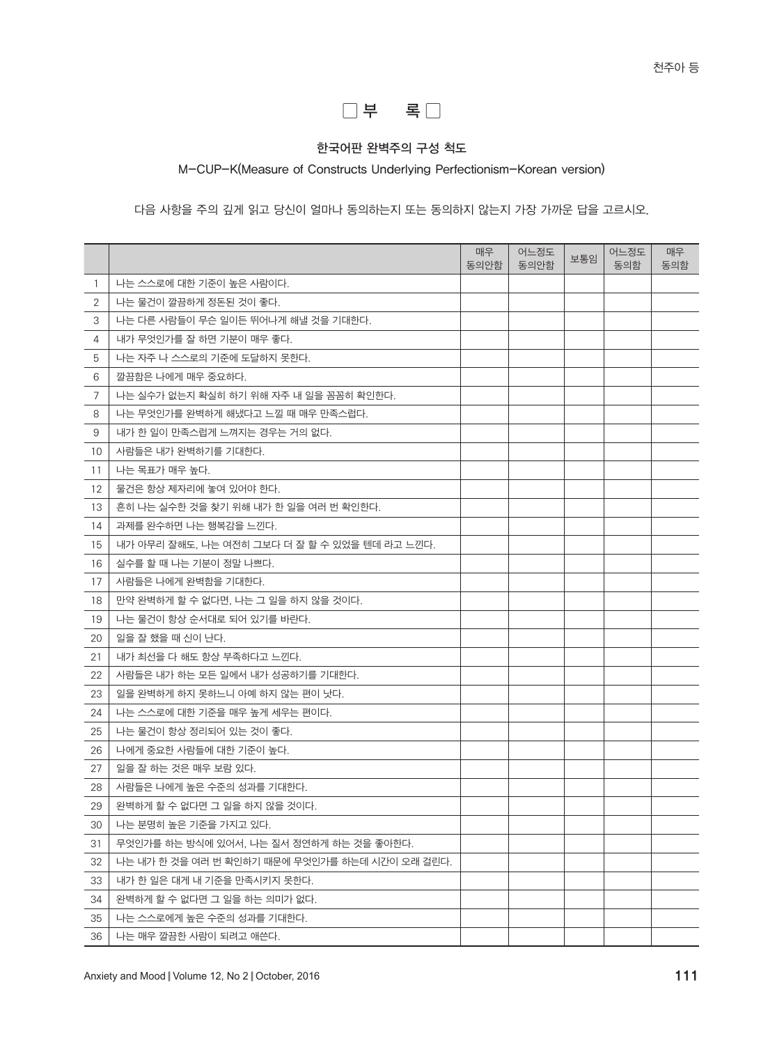## 부 록

### 한국어판 완벽주의 구성 척도

M-CUP-K(Measure of Constructs Underlying Perfectionism-Korean version)

다음 사항을 주의 깊게 읽고 당신이 얼마나 동의하는지 또는 동의하지 않는지 가장 가까운 답을 고르시오.

| | | 매우 동의안함 | 어느정도 동의안함 | 보통임 | 어느정도 동의함 | 매우 동의함 |
|---|---|---|---|---|---|---|
| 1 | 나는 스스로에 대한 기준이 높은 사람이다. | | | | | |
| 2 | 나는 물건이 깔끔하게 정돈된 것이 좋다. | | | | | |
| 3 | 나는 다른 사람들이 무슨 일이든 뛰어나게 해낼 것을 기대한다. | | | | | |
| 4 | 내가 무엇인가를 잘 하면 기분이 매우 좋다. | | | | | |
| 5 | 나는 자주 나 스스로의 기준에 도달하지 못한다. | | | | | |
| 6 | 깔끔함은 나에게 매우 중요하다. | | | | | |
| 7 | 나는 실수가 없는지 확실히 하기 위해 자주 내 일을 꼼꼼히 확인한다. | | | | | |
| 8 | 나는 무엇인가를 완벽하게 해냈다고 느낄 때 매우 만족스럽다. | | | | | |
| 9 | 내가 한 일이 만족스럽게 느껴지는 경우는 거의 없다. | | | | | |
| 10 | 사람들은 내가 완벽하기를 기대한다. | | | | | |
| 11 | 나는 목표가 매우 높다. | | | | | |
| 12 | 물건은 항상 제자리에 놓여 있어야 한다. | | | | | |
| 13 | 흔히 나는 실수한 것을 찾기 위해 내가 한 일을 여러 번 확인한다. | | | | | |
| 14 | 과제를 완수하면 나는 행복감을 느낀다. | | | | | |
| 15 | 내가 아무리 잘해도, 나는 여전히 그보다 더 잘 할 수 있었을 텐데 라고 느낀다. | | | | | |
| 16 | 실수를 할 때 나는 기분이 정말 나쁘다. | | | | | |
| 17 | 사람들은 나에게 완벽함을 기대한다. | | | | | |
| 18 | 만약 완벽하게 할 수 없다면, 나는 그 일을 하지 않을 것이다. | | | | | |
| 19 | 나는 물건이 항상 순서대로 되어 있기를 바란다. | | | | | |
| 20 | 일을 잘 했을 때 신이 난다. | | | | | |
| 21 | 내가 최선을 다 해도 항상 부족하다고 느낀다. | | | | | |
| 22 | 사람들은 내가 하는 모든 일에서 내가 성공하기를 기대한다. | | | | | |
| 23 | 일을 완벽하게 하지 못하느니 아예 하지 않는 편이 낫다. | | | | | |
| 24 | 나는 스스로에 대한 기준을 매우 높게 세우는 편이다. | | | | | |
| 25 | 나는 물건이 항상 정리되어 있는 것이 좋다. | | | | | |
| 26 | 나에게 중요한 사람들에 대한 기준이 높다. | | | | | |
| 27 | 일을 잘 하는 것은 매우 보람 있다. | | | | | |
| 28 | 사람들은 나에게 높은 수준의 성과를 기대한다. | | | | | |
| 29 | 완벽하게 할 수 없다면 그 일을 하지 않을 것이다. | | | | | |
| 30 | 나는 분명히 높은 기준을 가지고 있다. | | | | | |
| 31 | 무엇인가를 하는 방식에 있어서, 나는 질서 정연하게 하는 것을 좋아한다. | | | | | |
| 32 | 나는 내가 한 것을 여러 번 확인하기 때문에 무엇인가를 하는데 시간이 오래 걸린다. | | | | | |
| 33 | 내가 한 일은 대게 내 기준을 만족시키지 못한다. | | | | | |
| 34 | 완벽하게 할 수 없다면 그 일을 하는 의미가 없다. | | | | | |
| 35 | 나는 스스로에게 높은 수준의 성과를 기대한다. | | | | | |
| 36 | 나는 매우 깔끔한 사람이 되려고 애쓴다. | | | | | |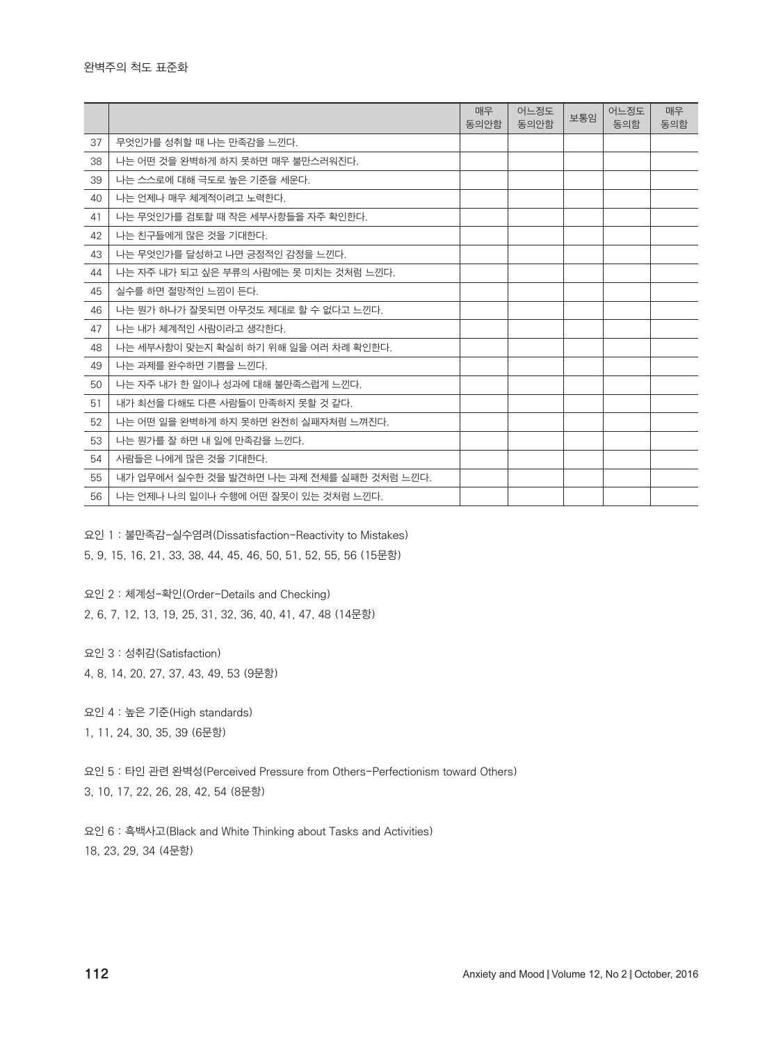| | | 매우 동의안함 | 어느정도 동의안함 | 보통임 | 어느정도 동의함 | 매우 동의함 |
|---|---|---|---|---|---|---|
| 37 | 무엇인가를 성취할 때 나는 만족감을 느낀다. | | | | | |
| 38 | 나는 어떤 것을 완벽하게 하지 못하면 매우 불만스러워진다. | | | | | |
| 39 | 나는 스스로에 대해 극도로 높은 기준을 세운다. | | | | | |
| 40 | 나는 언제나 매우 체계적이려고 노력한다. | | | | | |
| 41 | 나는 무엇인가를 검토할 때 작은 세부사항들을 자주 확인한다. | | | | | |
| 42 | 나는 친구들에게 많은 것을 기대한다. | | | | | |
| 43 | 나는 무엇인가를 달성하고 나면 긍정적인 감정을 느낀다. | | | | | |
| 44 | 나는 자주 내가 되고 싶은 부류의 사람에는 못 미치는 것처럼 느낀다. | | | | | |
| 45 | 실수를 하면 절망적인 느낌이 든다. | | | | | |
| 46 | 나는 뭔가 하나가 잘못되면 아무것도 제대로 할 수 없다고 느낀다. | | | | | |
| 47 | 나는 내가 체계적인 사람이라고 생각한다. | | | | | |
| 48 | 나는 세부사항이 맞는지 확실히 하기 위해 일을 여러 차례 확인한다. | | | | | |
| 49 | 나는 과제를 완수하면 기쁨을 느낀다. | | | | | |
| 50 | 나는 자주 내가 한 일이나 성과에 대해 불만족스럽게 느낀다. | | | | | |
| 51 | 내가 최선을 다해도 다른 사람들이 만족하지 못할 것 같다. | | | | | |
| 52 | 나는 어떤 일을 완벽하게 하지 못하면 완전히 실패자처럼 느껴진다. | | | | | |
| 53 | 나는 뭔가를 잘 하면 내 일에 만족감을 느낀다. | | | | | |
| 54 | 사람들은 나에게 많은 것을 기대한다. | | | | | |
| 55 | 내가 업무에서 실수한 것을 발견하면 나는 과제 전체를 실패한 것처럼 느낀다. | | | | | |
| 56 | 나는 언제나 나의 일이나 수행에 어떤 잘못이 있는 것처럼 느낀다. | | | | | |

요인 1 : 불만족감-실수염려(Dissatisfaction-Reactivity to Mistakes)
5, 9, 15, 16, 21, 33, 38, 44, 45, 46, 50, 51, 52, 55, 56 (15문항)

요인 2 : 체계성-확인(Order-Details and Checking)
2, 6, 7, 12, 13, 19, 25, 31, 32, 36, 40, 41, 47, 48 (14문항)

요인 3 : 성취감(Satisfaction)
4, 8, 14, 20, 27, 37, 43, 49, 53 (9문항)

요인 4 : 높은 기준(High standards)
1, 11, 24, 30, 35, 39 (6문항)

요인 5 : 타인 관련 완벽성(Perceived Pressure from Others-Perfectionism toward Others)
3, 10, 17, 22, 26, 28, 42, 54 (8문항)

요인 6 : 흑백사고(Black and White Thinking about Tasks and Activities)
18, 23, 29, 34 (4문항)